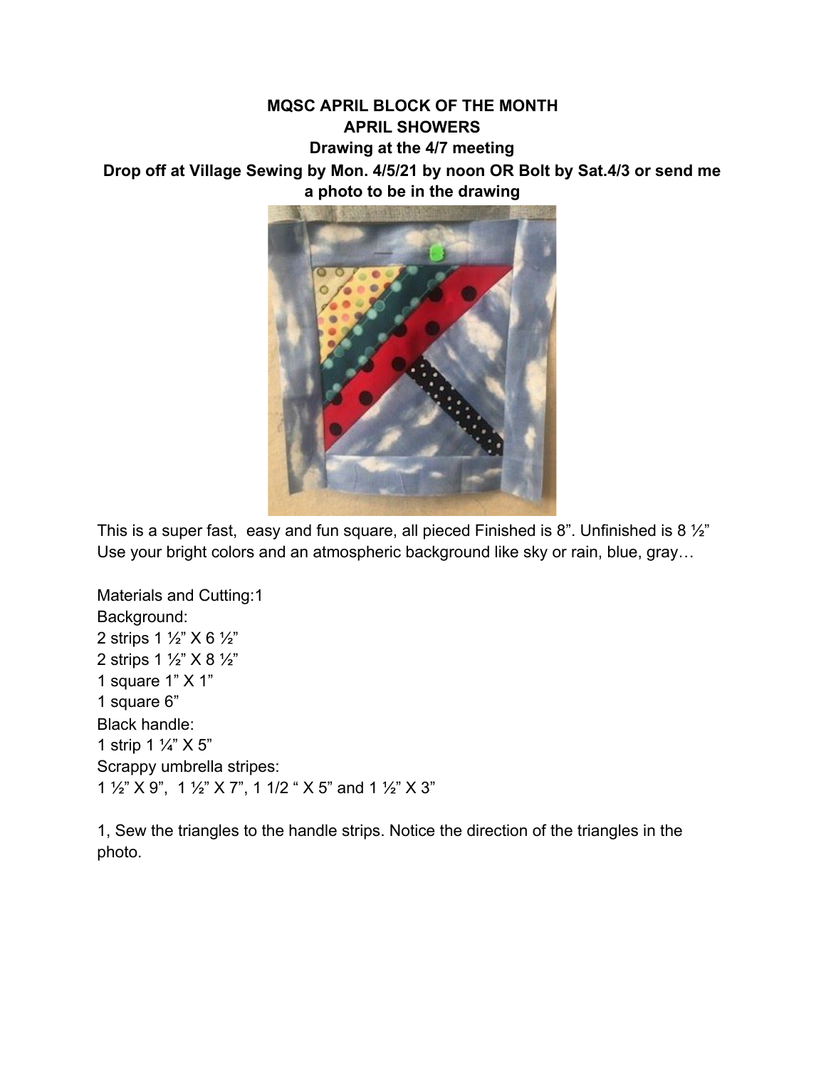**MQSC APRIL BLOCK OF THE MONTH**
**APRIL SHOWERS**
**Drawing at the 4/7 meeting**
**Drop off at Village Sewing by Mon. 4/5/21 by noon OR Bolt by Sat.4/3 or send me a photo to be in the drawing**

This is a super fast, easy and fun square, all pieced Finished is 8”. Unfinished is 8 ½”
Use your bright colors and an atmospheric background like sky or rain, blue, gray…

Materials and Cutting:1
Background:
2 strips 1 ½” X 6 ½”
2 strips 1 ½” X 8 ½”
1 square 1” X 1”
1 square 6”
Black handle:
1 strip 1 ¼” X 5”
Scrappy umbrella stripes:
1 ½” X 9”, 1 ½” X 7”, 1 1/2 “ X 5” and 1 ½” X 3”

1, Sew the triangles to the handle strips. Notice the direction of the triangles in the photo.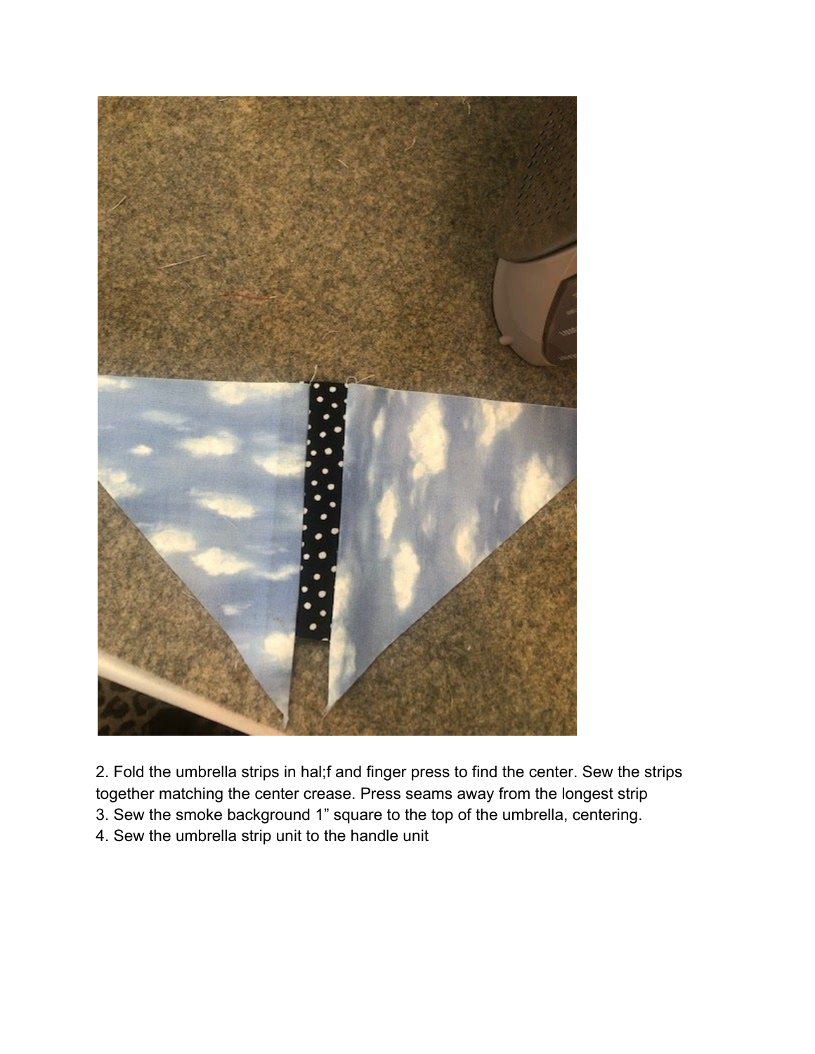2. Fold the umbrella strips in hal;f and finger press to find the center. Sew the strips together matching the center crease. Press seams away from the longest strip
3. Sew the smoke background 1" square to the top of the umbrella, centering.
4. Sew the umbrella strip unit to the handle unit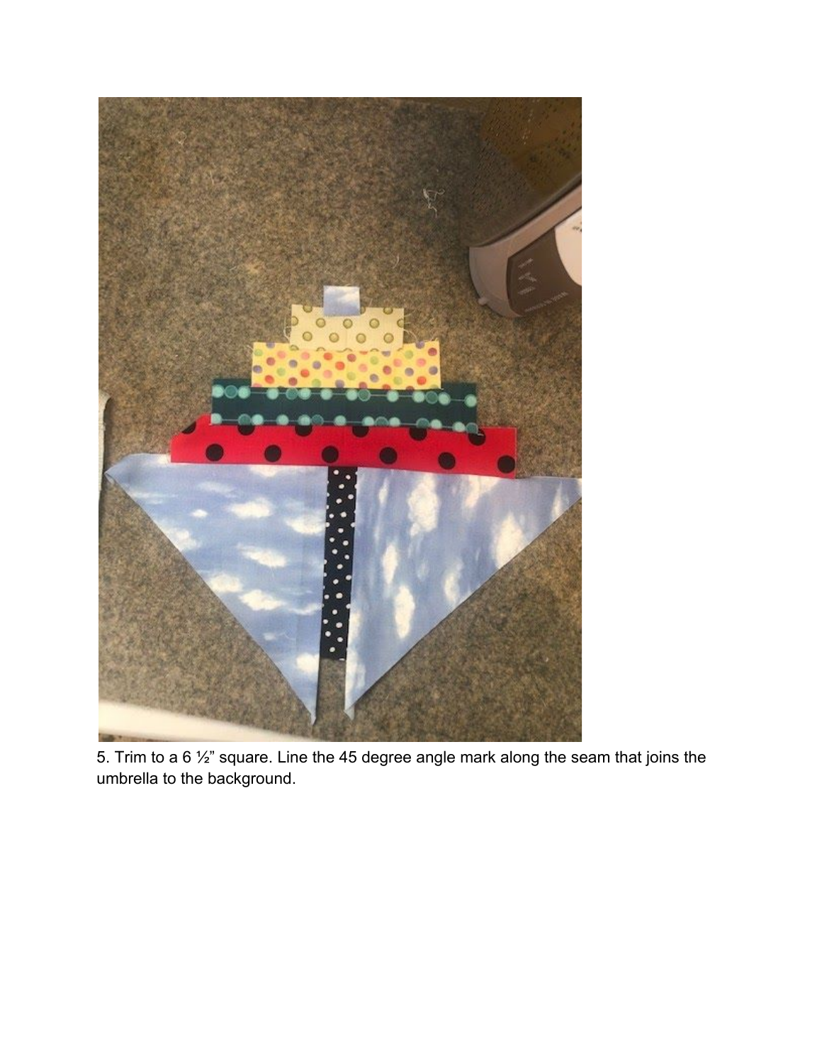5. Trim to a 6 ½" square. Line the 45 degree angle mark along the seam that joins the umbrella to the background.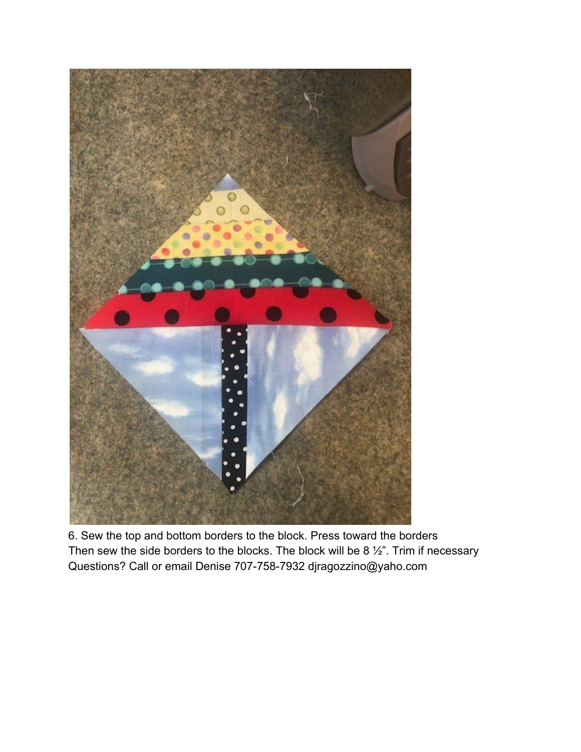6. Sew the top and bottom borders to the block. Press toward the borders
Then sew the side borders to the blocks. The block will be 8 ½". Trim if necessary
Questions? Call or email Denise 707-758-7932 djragozzino@yaho.com